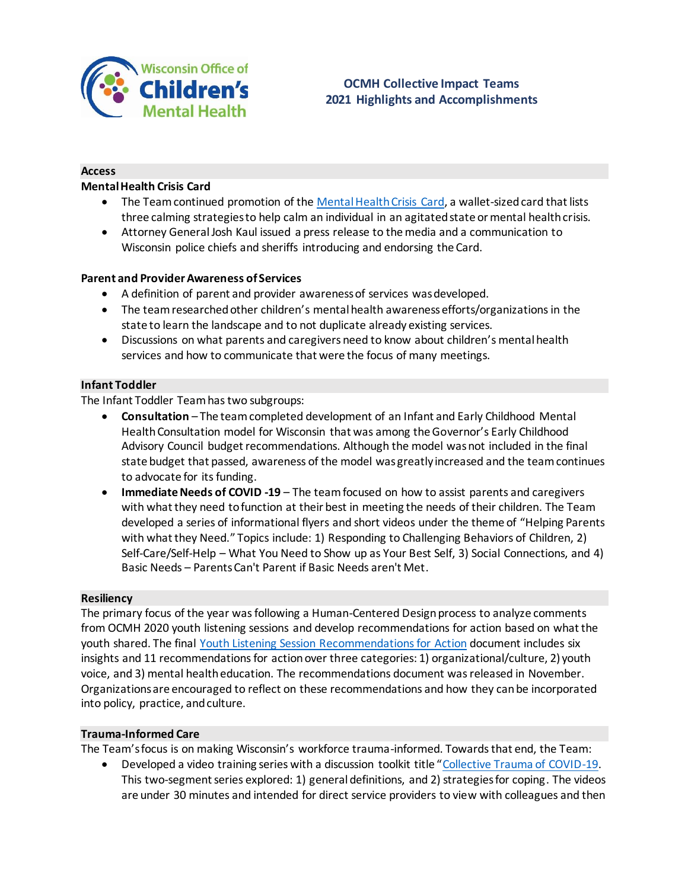Wisconsin Office of Children's Mental Health

# OCMH Collective Impact Teams 2021 Highlights and Accomplishments

## Access

### Mental Health Crisis Card

- The Team continued promotion of the Mental Health Crisis Card, a wallet-sized card that lists three calming strategies to help calm an individual in an agitated state or mental health crisis.
- Attorney General Josh Kaul issued a press release to the media and a communication to Wisconsin police chiefs and sheriffs introducing and endorsing the Card.

### Parent and Provider Awareness of Services

- A definition of parent and provider awareness of services was developed.
- The team researched other children's mental health awareness efforts/organizations in the state to learn the landscape and to not duplicate already existing services.
- Discussions on what parents and caregivers need to know about children's mental health services and how to communicate that were the focus of many meetings.

## Infant Toddler

The Infant Toddler Team has two subgroups:

- **Consultation** – The team completed development of an Infant and Early Childhood Mental Health Consultation model for Wisconsin that was among the Governor's Early Childhood Advisory Council budget recommendations. Although the model was not included in the final state budget that passed, awareness of the model was greatly increased and the team continues to advocate for its funding.
- **Immediate Needs of COVID -19** – The team focused on how to assist parents and caregivers with what they need to function at their best in meeting the needs of their children. The Team developed a series of informational flyers and short videos under the theme of "Helping Parents with what they Need." Topics include: 1) Responding to Challenging Behaviors of Children, 2) Self-Care/Self-Help – What You Need to Show up as Your Best Self, 3) Social Connections, and 4) Basic Needs – Parents Can't Parent if Basic Needs aren't Met.

## Resiliency

The primary focus of the year was following a Human-Centered Design process to analyze comments from OCMH 2020 youth listening sessions and develop recommendations for action based on what the youth shared. The final Youth Listening Session Recommendations for Action document includes six insights and 11 recommendations for action over three categories: 1) organizational/culture, 2) youth voice, and 3) mental health education. The recommendations document was released in November. Organizations are encouraged to reflect on these recommendations and how they can be incorporated into policy, practice, and culture.

## Trauma-Informed Care

The Team's focus is on making Wisconsin's workforce trauma-informed. Towards that end, the Team:

- Developed a video training series with a discussion toolkit title "Collective Trauma of COVID-19. This two-segment series explored: 1) general definitions, and 2) strategies for coping. The videos are under 30 minutes and intended for direct service providers to view with colleagues and then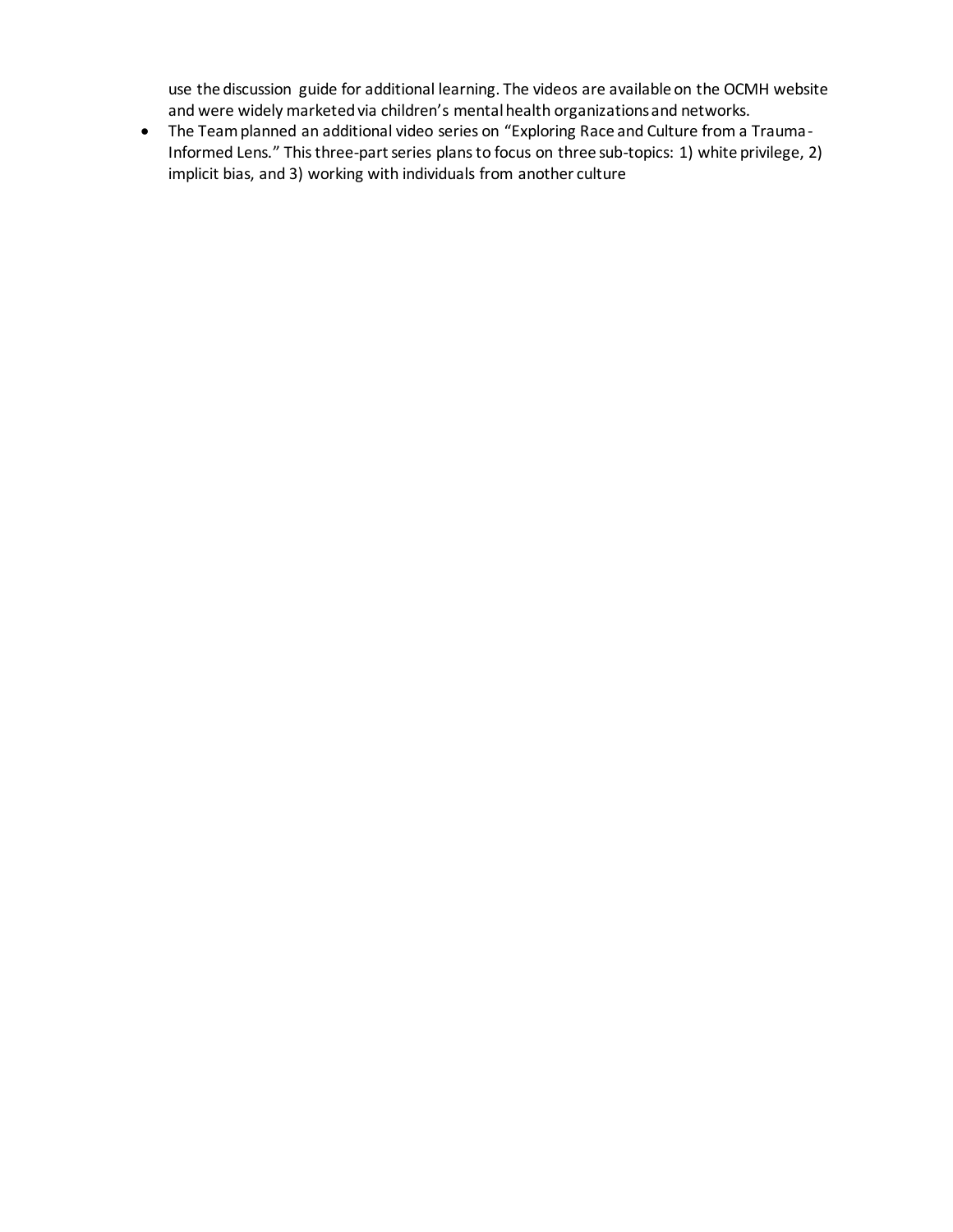use the discussion guide for additional learning. The videos are available on the OCMH website and were widely marketed via children's mental health organizations and networks.

- The Team planned an additional video series on "Exploring Race and Culture from a Trauma-Informed Lens." This three-part series plans to focus on three sub-topics: 1) white privilege, 2) implicit bias, and 3) working with individuals from another culture